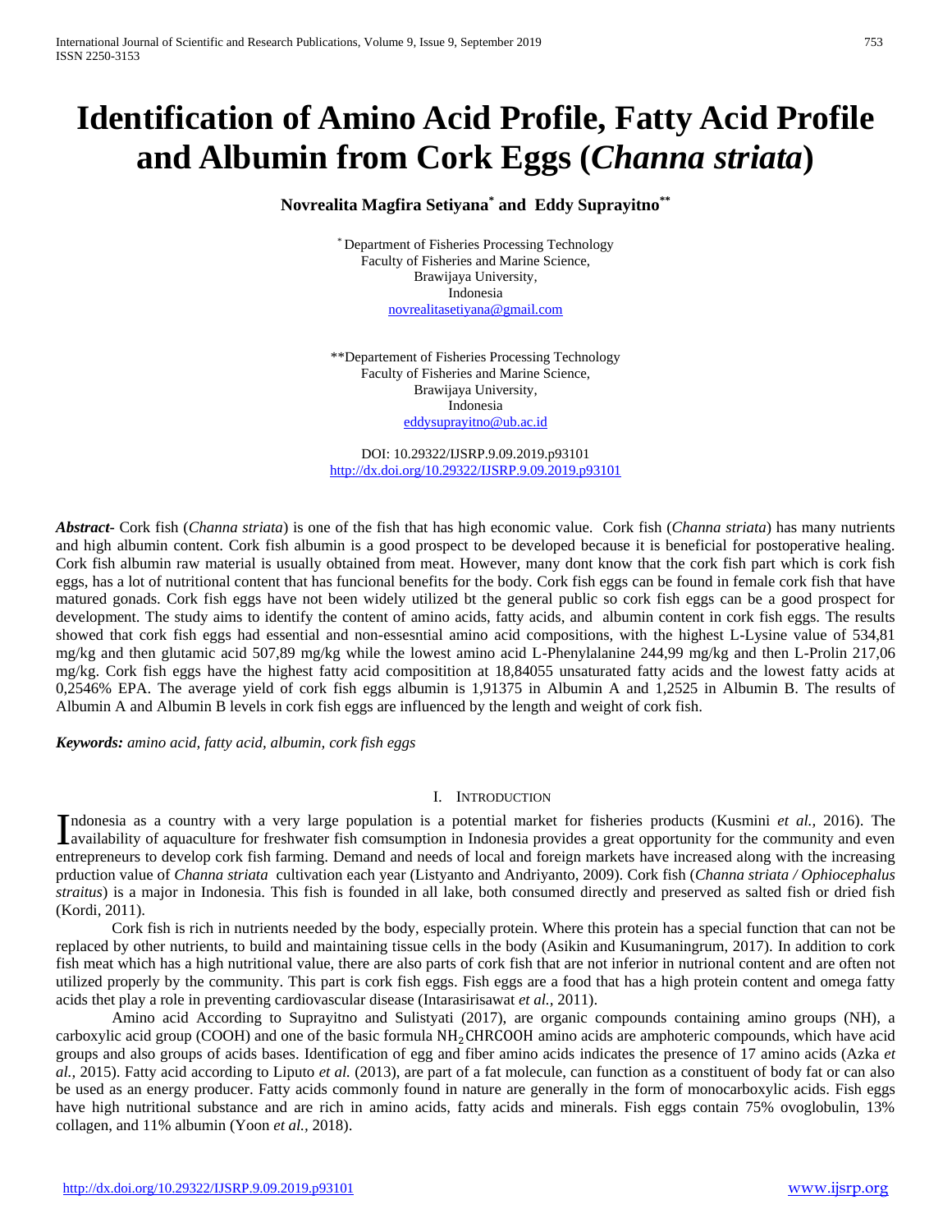# Identification of Amino Acid Profile, Fatty Acid Profile and Albumin from Cork Eggs (*Channa striata*)

**Novrealita Magfira Setiyana[*] and Eddy Suprayitno[**]**

[*] Department of Fisheries Processing Technology
Faculty of Fisheries and Marine Science,
Brawijaya University,
Indonesia
novrealitasetiyana@gmail.com

[**] Departement of Fisheries Processing Technology
Faculty of Fisheries and Marine Science,
Brawijaya University,
Indonesia
eddysuprayitno@ub.ac.id

DOI: 10.29322/IJSRP.9.09.2019.p93101
http://dx.doi.org/10.29322/IJSRP.9.09.2019.p93101

***Abstract-*** Cork fish (*Channa striata*) is one of the fish that has high economic value. Cork fish (*Channa striata*) has many nutrients and high albumin content. Cork fish albumin is a good prospect to be developed because it is beneficial for postoperative healing. Cork fish albumin raw material is usually obtained from meat. However, many dont know that the cork fish part which is cork fish eggs, has a lot of nutritional content that has funcional benefits for the body. Cork fish eggs can be found in female cork fish that have matured gonads. Cork fish eggs have not been widely utilized bt the general public so cork fish eggs can be a good prospect for development. The study aims to identify the content of amino acids, fatty acids, and albumin content in cork fish eggs. The results showed that cork fish eggs had essential and non-essesntial amino acid compositions, with the highest L-Lysine value of 534,81 mg/kg and then glutamic acid 507,89 mg/kg while the lowest amino acid L-Phenylalanine 244,99 mg/kg and then L-Prolin 217,06 mg/kg. Cork fish eggs have the highest fatty acid compositition at 18,84055 unsaturated fatty acids and the lowest fatty acids at 0,2546% EPA. The average yield of cork fish eggs albumin is 1,91375 in Albumin A and 1,2525 in Albumin B. The results of Albumin A and Albumin B levels in cork fish eggs are influenced by the length and weight of cork fish.

***Keywords:*** *amino acid, fatty acid, albumin, cork fish eggs*

## I. Introduction

Indonesia as a country with a very large population is a potential market for fisheries products (Kusmini *et al.,* 2016). The availability of aquaculture for freshwater fish comsumption in Indonesia provides a great opportunity for the community and even entrepreneurs to develop cork fish farming. Demand and needs of local and foreign markets have increased along with the increasing prduction value of *Channa striata* cultivation each year (Listyanto and Andriyanto, 2009). Cork fish (*Channa striata / Ophiocephalus straitus*) is a major in Indonesia. This fish is founded in all lake, both consumed directly and preserved as salted fish or dried fish (Kordi, 2011).

Cork fish is rich in nutrients needed by the body, especially protein. Where this protein has a special function that can not be replaced by other nutrients, to build and maintaining tissue cells in the body (Asikin and Kusumaningrum, 2017). In addition to cork fish meat which has a high nutritional value, there are also parts of cork fish that are not inferior in nutrional content and are often not utilized properly by the community. This part is cork fish eggs. Fish eggs are a food that has a high protein content and omega fatty acids thet play a role in preventing cardiovascular disease (Intarasirisawat *et al.,* 2011).

Amino acid According to Suprayitno and Sulistyati (2017), are organic compounds containing amino groups (NH), a carboxylic acid group (COOH) and one of the basic formula $NH_2CHRCOOH$ amino acids are amphoteric compounds, which have acid groups and also groups of acids bases. Identification of egg and fiber amino acids indicates the presence of 17 amino acids (Azka *et al.,* 2015). Fatty acid according to Liputo *et al.* (2013), are part of a fat molecule, can function as a constituent of body fat or can also be used as an energy producer. Fatty acids commonly found in nature are generally in the form of monocarboxylic acids. Fish eggs have high nutritional substance and are rich in amino acids, fatty acids and minerals. Fish eggs contain 75% ovoglobulin, 13% collagen, and 11% albumin (Yoon *et al.,* 2018).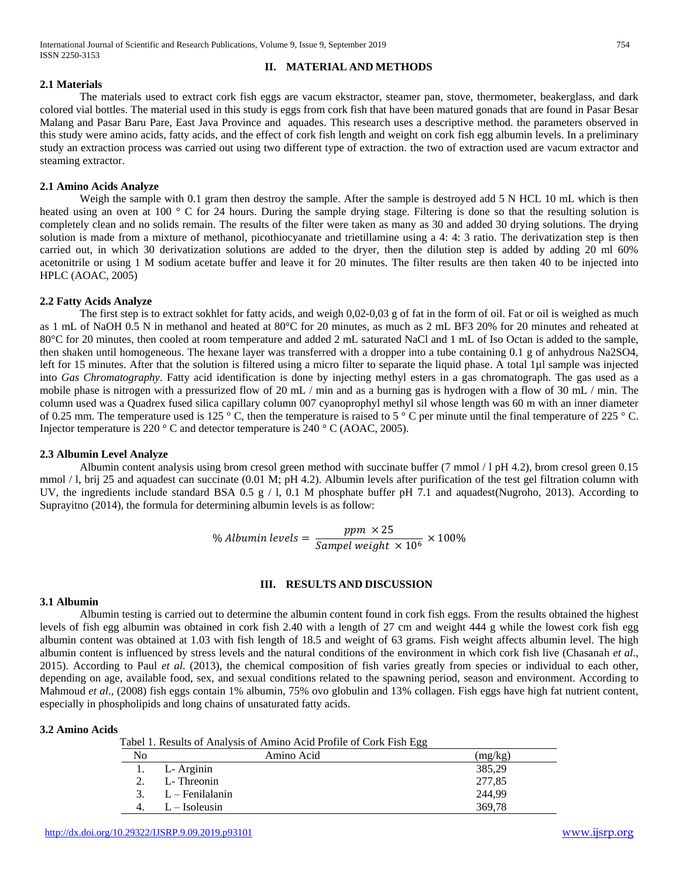## II. MATERIAL AND METHODS

### 2.1 Materials

The materials used to extract cork fish eggs are vacum ekstractor, steamer pan, stove, thermometer, beakerglass, and dark colored vial bottles. The material used in this study is eggs from cork fish that have been matured gonads that are found in Pasar Besar Malang and Pasar Baru Pare, East Java Province and aquades. This research uses a descriptive method. the parameters observed in this study were amino acids, fatty acids, and the effect of cork fish length and weight on cork fish egg albumin levels. In a preliminary study an extraction process was carried out using two different type of extraction. the two of extraction used are vacum extractor and steaming extractor.

### 2.1 Amino Acids Analyze

Weigh the sample with 0.1 gram then destroy the sample. After the sample is destroyed add 5 N HCL 10 mL which is then heated using an oven at 100 ° C for 24 hours. During the sample drying stage. Filtering is done so that the resulting solution is completely clean and no solids remain. The results of the filter were taken as many as 30 and added 30 drying solutions. The drying solution is made from a mixture of methanol, picothiocyanate and trietillamine using a 4: 4: 3 ratio. The derivatization step is then carried out, in which 30 derivatization solutions are added to the dryer, then the dilution step is added by adding 20 ml 60% acetonitrile or using 1 M sodium acetate buffer and leave it for 20 minutes. The filter results are then taken 40 to be injected into HPLC (AOAC, 2005)

### 2.2 Fatty Acids Analyze

The first step is to extract sokhlet for fatty acids, and weigh 0,02-0,03 g of fat in the form of oil. Fat or oil is weighed as much as 1 mL of NaOH 0.5 N in methanol and heated at 80°C for 20 minutes, as much as 2 mL BF3 20% for 20 minutes and reheated at 80°C for 20 minutes, then cooled at room temperature and added 2 mL saturated NaCl and 1 mL of Iso Octan is added to the sample, then shaken until homogeneous. The hexane layer was transferred with a dropper into a tube containing 0.1 g of anhydrous Na2SO4, left for 15 minutes. After that the solution is filtered using a micro filter to separate the liquid phase. A total 1µl sample was injected into *Gas Chromatography*. Fatty acid identification is done by injecting methyl esters in a gas chromatograph. The gas used as a mobile phase is nitrogen with a pressurized flow of 20 mL / min and as a burning gas is hydrogen with a flow of 30 mL / min. The column used was a Quadrex fused silica capillary column 007 cyanoprophyl methyl sil whose length was 60 m with an inner diameter of 0.25 mm. The temperature used is 125 ° C, then the temperature is raised to 5 ° C per minute until the final temperature of 225 ° C. Injector temperature is 220 ° C and detector temperature is 240 ° C (AOAC, 2005).

### 2.3 Albumin Level Analyze

Albumin content analysis using brom cresol green method with succinate buffer (7 mmol / l pH 4.2), brom cresol green 0.15 mmol / l, brij 25 and aquadest can succinate (0.01 M; pH 4.2). Albumin levels after purification of the test gel filtration column with UV, the ingredients include standard BSA 0.5 g / l, 0.1 M phosphate buffer pH 7.1 and aquadest(Nugroho, 2013). According to Suprayitno (2014), the formula for determining albumin levels is as follow:

$$\% \, Albumin \, levels = \frac{ppm \times 25}{Sampel \, weight \times 10^6} \times 100\%$$

## III. RESULTS AND DISCUSSION

### 3.1 Albumin

Albumin testing is carried out to determine the albumin content found in cork fish eggs. From the results obtained the highest levels of fish egg albumin was obtained in cork fish 2.40 with a length of 27 cm and weight 444 g while the lowest cork fish egg albumin content was obtained at 1.03 with fish length of 18.5 and weight of 63 grams. Fish weight affects albumin level. The high albumin content is influenced by stress levels and the natural conditions of the environment in which cork fish live (Chasanah *et al*., 2015). According to Paul *et al*. (2013), the chemical composition of fish varies greatly from species or individual to each other, depending on age, available food, sex, and sexual conditions related to the spawning period, season and environment. According to Mahmoud *et al*., (2008) fish eggs contain 1% albumin, 75% ovo globulin and 13% collagen. Fish eggs have high fat nutrient content, especially in phospholipids and long chains of unsaturated fatty acids.

### 3.2 Amino Acids

Tabel 1. Results of Analysis of Amino Acid Profile of Cork Fish Egg

| No | Amino Acid | (mg/kg) |
|---|---|---|
| 1. | L- Arginin | 385,29 |
| 2. | L- Threonin | 277,85 |
| 3. | L – Fenilalanin | 244,99 |
| 4. | L – Isoleusin | 369,78 |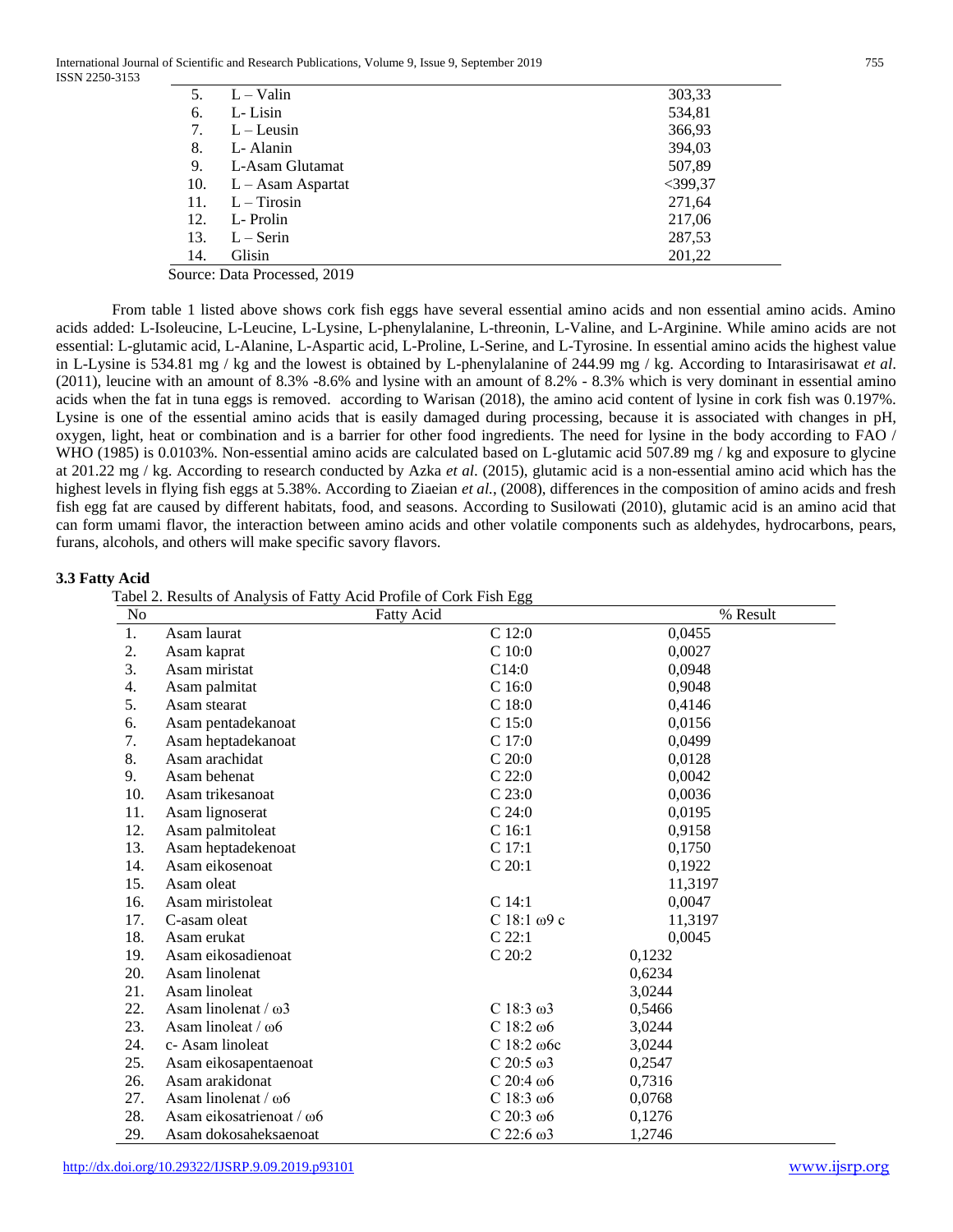| | | |
|---|---|---|
| 5. | L – Valin | 303,33 |
| 6. | L- Lisin | 534,81 |
| 7. | L – Leusin | 366,93 |
| 8. | L- Alanin | 394,03 |
| 9. | L-Asam Glutamat | 507,89 |
| 10. | L – Asam Aspartat | <399,37 |
| 11. | L – Tirosin | 271,64 |
| 12. | L- Prolin | 217,06 |
| 13. | L – Serin | 287,53 |
| 14. | Glisin | 201,22 |

Source: Data Processed, 2019

From table 1 listed above shows cork fish eggs have several essential amino acids and non essential amino acids. Amino acids added: L-Isoleucine, L-Leucine, L-Lysine, L-phenylalanine, L-threonin, L-Valine, and L-Arginine. While amino acids are not essential: L-glutamic acid, L-Alanine, L-Aspartic acid, L-Proline, L-Serine, and L-Tyrosine. In essential amino acids the highest value in L-Lysine is 534.81 mg / kg and the lowest is obtained by L-phenylalanine of 244.99 mg / kg. According to Intarasirisawat *et al*. (2011), leucine with an amount of 8.3% -8.6% and lysine with an amount of 8.2% - 8.3% which is very dominant in essential amino acids when the fat in tuna eggs is removed. according to Warisan (2018), the amino acid content of lysine in cork fish was 0.197%. Lysine is one of the essential amino acids that is easily damaged during processing, because it is associated with changes in pH, oxygen, light, heat or combination and is a barrier for other food ingredients. The need for lysine in the body according to FAO / WHO (1985) is 0.0103%. Non-essential amino acids are calculated based on L-glutamic acid 507.89 mg / kg and exposure to glycine at 201.22 mg / kg. According to research conducted by Azka *et al*. (2015), glutamic acid is a non-essential amino acid which has the highest levels in flying fish eggs at 5.38%. According to Ziaeian *et al.*, (2008), differences in the composition of amino acids and fresh fish egg fat are caused by different habitats, food, and seasons. According to Susilowati (2010), glutamic acid is an amino acid that can form umami flavor, the interaction between amino acids and other volatile components such as aldehydes, hydrocarbons, pears, furans, alcohols, and others will make specific savory flavors.

### 3.3 Fatty Acid

Tabel 2. Results of Analysis of Fatty Acid Profile of Cork Fish Egg

| No | Fatty Acid | | % Result |
|---|---|---|---|
| 1. | Asam laurat | C 12:0 | 0,0455 |
| 2. | Asam kaprat | C 10:0 | 0,0027 |
| 3. | Asam miristat | C14:0 | 0,0948 |
| 4. | Asam palmitat | C 16:0 | 0,9048 |
| 5. | Asam stearat | C 18:0 | 0,4146 |
| 6. | Asam pentadekanoat | C 15:0 | 0,0156 |
| 7. | Asam heptadekanoat | C 17:0 | 0,0499 |
| 8. | Asam arachidat | C 20:0 | 0,0128 |
| 9. | Asam behenat | C 22:0 | 0,0042 |
| 10. | Asam trikesanoat | C 23:0 | 0,0036 |
| 11. | Asam lignoserat | C 24:0 | 0,0195 |
| 12. | Asam palmitoleat | C 16:1 | 0,9158 |
| 13. | Asam heptadekenoat | C 17:1 | 0,1750 |
| 14. | Asam eikosenoat | C 20:1 | 0,1922 |
| 15. | Asam oleat | | 11,3197 |
| 16. | Asam miristoleat | C 14:1 | 0,0047 |
| 17. | C-asam oleat | C 18:1 ω9 c | 11,3197 |
| 18. | Asam erukat | C 22:1 | 0,0045 |
| 19. | Asam eikosadienoat | C 20:2 | 0,1232 |
| 20. | Asam linolenat | | 0,6234 |
| 21. | Asam linoleat | | 3,0244 |
| 22. | Asam linolenat / ω3 | C 18:3 ω3 | 0,5466 |
| 23. | Asam linoleat / ω6 | C 18:2 ω6 | 3,0244 |
| 24. | c- Asam linoleat | C 18:2 ω6c | 3,0244 |
| 25. | Asam eikosapentaenoat | C 20:5 ω3 | 0,2547 |
| 26. | Asam arakidonat | C 20:4 ω6 | 0,7316 |
| 27. | Asam linolenat / ω6 | C 18:3 ω6 | 0,0768 |
| 28. | Asam eikosatrienoat / ω6 | C 20:3 ω6 | 0,1276 |
| 29. | Asam dokosaheksaenoat | C 22:6 ω3 | 1,2746 |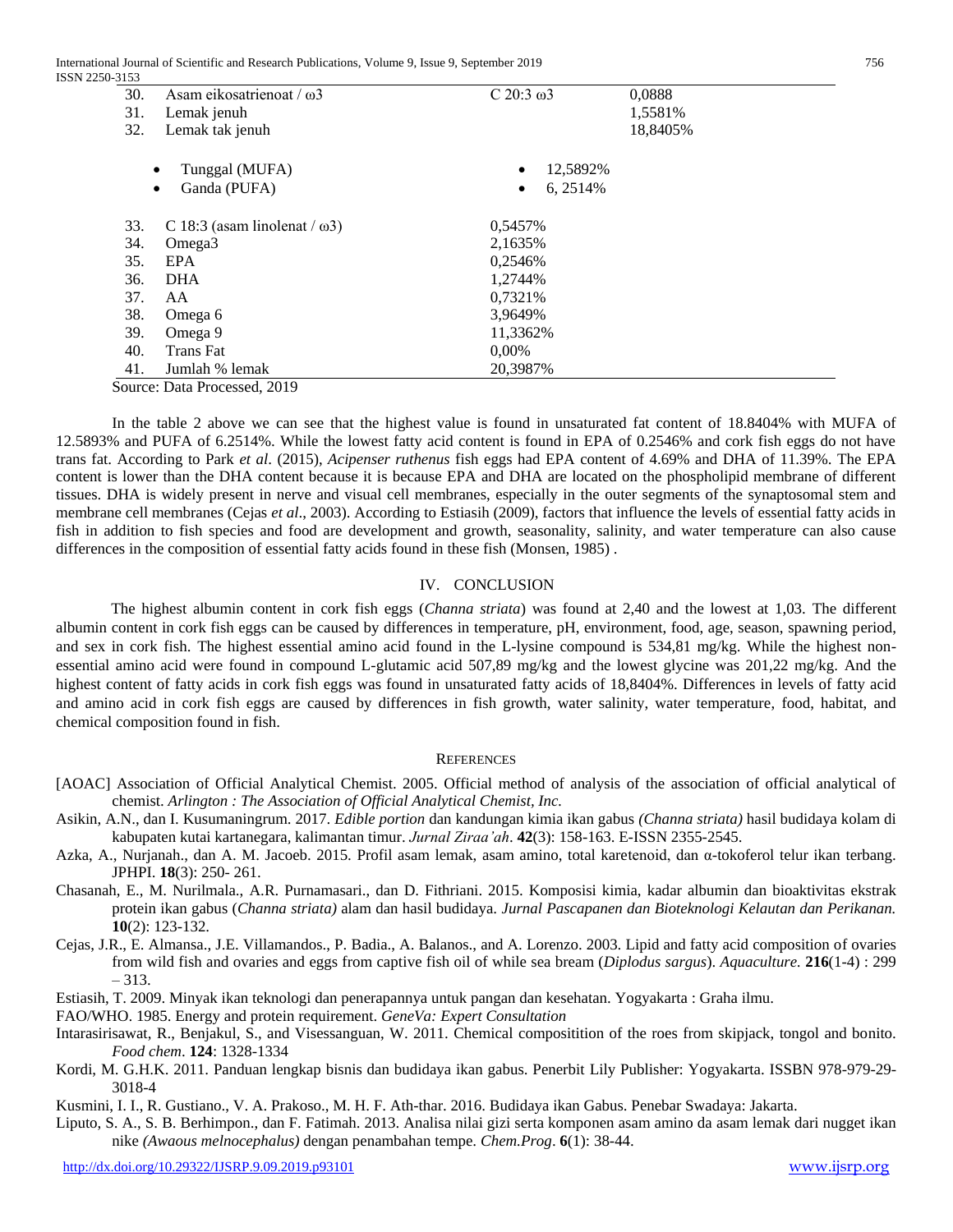| | | | |
|---|---|---|---|
| 30. | Asam eikosatrienoat / ω3 | C 20:3 ω3 | 0,0888 |
| 31. | Lemak jenuh | | 1,5581% |
| 32. | Lemak tak jenuh | | 18,8405% |
| | • Tunggal (MUFA) | • 12,5892% | |
| | • Ganda (PUFA) | • 6, 2514% | |
| 33. | C 18:3 (asam linolenat / ω3) | 0,5457% | |
| 34. | Omega3 | 2,1635% | |
| 35. | EPA | 0,2546% | |
| 36. | DHA | 1,2744% | |
| 37. | AA | 0,7321% | |
| 38. | Omega 6 | 3,9649% | |
| 39. | Omega 9 | 11,3362% | |
| 40. | Trans Fat | 0,00% | |
| 41. | Jumlah % lemak | 20,3987% | |

Source: Data Processed, 2019

In the table 2 above we can see that the highest value is found in unsaturated fat content of 18.8404% with MUFA of 12.5893% and PUFA of 6.2514%. While the lowest fatty acid content is found in EPA of 0.2546% and cork fish eggs do not have trans fat. According to Park *et al*. (2015), *Acipenser ruthenus* fish eggs had EPA content of 4.69% and DHA of 11.39%. The EPA content is lower than the DHA content because it is because EPA and DHA are located on the phospholipid membrane of different tissues. DHA is widely present in nerve and visual cell membranes, especially in the outer segments of the synaptosomal stem and membrane cell membranes (Cejas *et al*., 2003). According to Estiasih (2009), factors that influence the levels of essential fatty acids in fish in addition to fish species and food are development and growth, seasonality, salinity, and water temperature can also cause differences in the composition of essential fatty acids found in these fish (Monsen, 1985) .

## IV. Conclusion

The highest albumin content in cork fish eggs (*Channa striata*) was found at 2,40 and the lowest at 1,03. The different albumin content in cork fish eggs can be caused by differences in temperature, pH, environment, food, age, season, spawning period, and sex in cork fish. The highest essential amino acid found in the L-lysine compound is 534,81 mg/kg. While the highest non-essential amino acid were found in compound L-glutamic acid 507,89 mg/kg and the lowest glycine was 201,22 mg/kg. And the highest content of fatty acids in cork fish eggs was found in unsaturated fatty acids of 18,8404%. Differences in levels of fatty acid and amino acid in cork fish eggs are caused by differences in fish growth, water salinity, water temperature, food, habitat, and chemical composition found in fish.

## References

[AOAC] Association of Official Analytical Chemist. 2005. Official method of analysis of the association of official analytical of chemist. *Arlington : The Association of Official Analytical Chemist, Inc.*

Asikin, A.N., dan I. Kusumaningrum. 2017. *Edible portion* dan kandungan kimia ikan gabus *(Channa striata)* hasil budidaya kolam di kabupaten kutai kartanegara, kalimantan timur. *Jurnal Ziraa'ah*. **42**(3): 158-163. E-ISSN 2355-2545.

Azka, A., Nurjanah., dan A. M. Jacoeb. 2015. Profil asam lemak, asam amino, total karetenoid, dan α-tokoferol telur ikan terbang. JPHPI. **18**(3): 250- 261.

Chasanah, E., M. Nurilmala., A.R. Purnamasari., dan D. Fithriani. 2015. Komposisi kimia, kadar albumin dan bioaktivitas ekstrak protein ikan gabus (*Channa striata)* alam dan hasil budidaya. *Jurnal Pascapanen dan Bioteknologi Kelautan dan Perikanan.* **10**(2): 123-132.

Cejas, J.R., E. Almansa., J.E. Villamandos., P. Badia., A. Balanos., and A. Lorenzo. 2003. Lipid and fatty acid composition of ovaries from wild fish and ovaries and eggs from captive fish oil of while sea bream (*Diplodus sargus*). *Aquaculture.* **216**(1-4) : 299 – 313.

Estiasih, T. 2009. Minyak ikan teknologi dan penerapannya untuk pangan dan kesehatan. Yogyakarta : Graha ilmu.

FAO/WHO. 1985. Energy and protein requirement. *GeneVa: Expert Consultation*

Intarasirisawat, R., Benjakul, S., and Visessanguan, W. 2011. Chemical compositition of the roes from skipjack, tongol and bonito. *Food chem*. **124**: 1328-1334

Kordi, M. G.H.K. 2011. Panduan lengkap bisnis dan budidaya ikan gabus. Penerbit Lily Publisher: Yogyakarta. ISSBN 978-979-29-3018-4

Kusmini, I. I., R. Gustiano., V. A. Prakoso., M. H. F. Ath-thar. 2016. Budidaya ikan Gabus. Penebar Swadaya: Jakarta.

Liputo, S. A., S. B. Berhimpon., dan F. Fatimah. 2013. Analisa nilai gizi serta komponen asam amino da asam lemak dari nugget ikan nike *(Awaous melnocephalus)* dengan penambahan tempe. *Chem.Prog*. **6**(1): 38-44.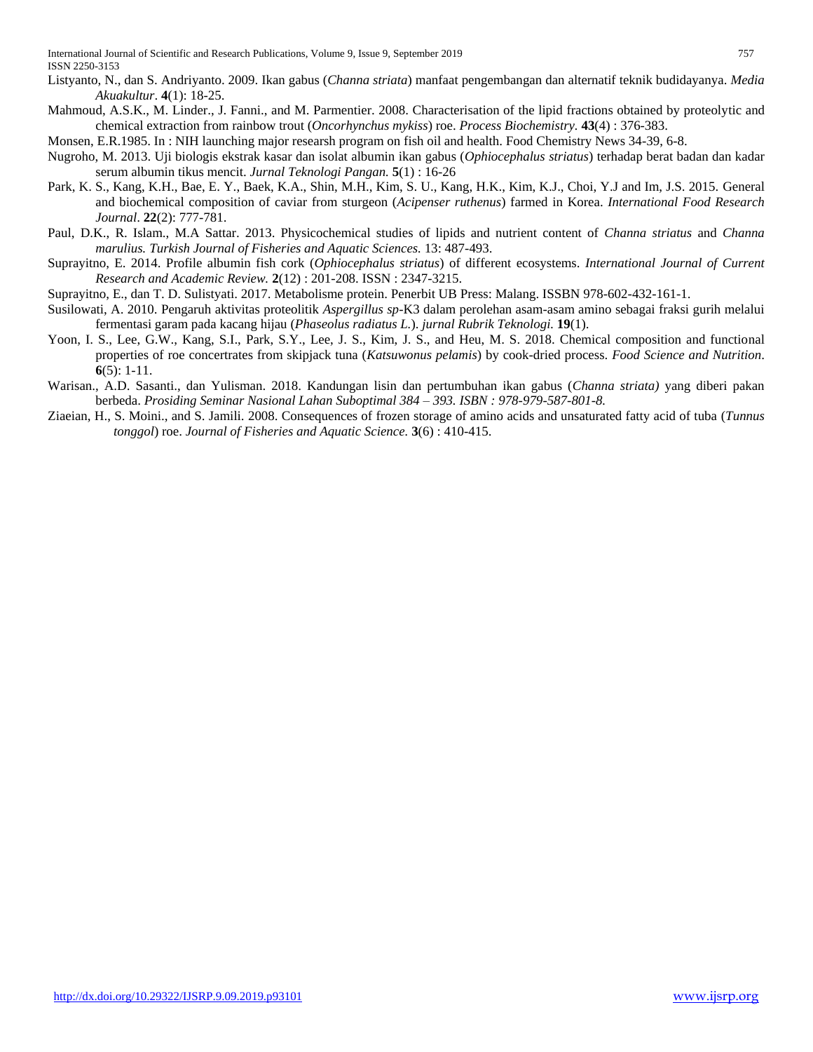Listyanto, N., dan S. Andriyanto. 2009. Ikan gabus (*Channa striata*) manfaat pengembangan dan alternatif teknik budidayanya. *Media Akuakultur*. **4**(1): 18-25.

Mahmoud, A.S.K., M. Linder., J. Fanni., and M. Parmentier. 2008. Characterisation of the lipid fractions obtained by proteolytic and chemical extraction from rainbow trout (*Oncorhynchus mykiss*) roe. *Process Biochemistry.* **43**(4) : 376-383.

Monsen, E.R.1985. In : NIH launching major researsh program on fish oil and health. Food Chemistry News 34-39, 6-8.

Nugroho, M. 2013. Uji biologis ekstrak kasar dan isolat albumin ikan gabus (*Ophiocephalus striatus*) terhadap berat badan dan kadar serum albumin tikus mencit. *Jurnal Teknologi Pangan.* **5**(1) : 16-26

Park, K. S., Kang, K.H., Bae, E. Y., Baek, K.A., Shin, M.H., Kim, S. U., Kang, H.K., Kim, K.J., Choi, Y.J and Im, J.S. 2015. General and biochemical composition of caviar from sturgeon (*Acipenser ruthenus*) farmed in Korea. *International Food Research Journal*. **22**(2): 777-781.

Paul, D.K., R. Islam., M.A Sattar. 2013. Physicochemical studies of lipids and nutrient content of *Channa striatus* and *Channa marulius. Turkish Journal of Fisheries and Aquatic Sciences.* 13: 487-493.

Suprayitno, E. 2014. Profile albumin fish cork (*Ophiocephalus striatus*) of different ecosystems. *International Journal of Current Research and Academic Review.* **2**(12) : 201-208. ISSN : 2347-3215.

Suprayitno, E., dan T. D. Sulistyati. 2017. Metabolisme protein. Penerbit UB Press: Malang. ISSBN 978-602-432-161-1.

Susilowati, A. 2010. Pengaruh aktivitas proteolitik *Aspergillus sp*-K3 dalam perolehan asam-asam amino sebagai fraksi gurih melalui fermentasi garam pada kacang hijau (*Phaseolus radiatus L.*). *jurnal Rubrik Teknologi.* **19**(1).

Yoon, I. S., Lee, G.W., Kang, S.I., Park, S.Y., Lee, J. S., Kim, J. S., and Heu, M. S. 2018. Chemical composition and functional properties of roe concertrates from skipjack tuna (*Katsuwonus pelamis*) by cook-dried process. *Food Science and Nutrition*. **6**(5): 1-11.

Warisan., A.D. Sasanti., dan Yulisman. 2018. Kandungan lisin dan pertumbuhan ikan gabus (*Channa striata)* yang diberi pakan berbeda. *Prosiding Seminar Nasional Lahan Suboptimal 384 – 393. ISBN : 978-979-587-801-8.*

Ziaeian, H., S. Moini., and S. Jamili. 2008. Consequences of frozen storage of amino acids and unsaturated fatty acid of tuba (*Tunnus tonggol*) roe. *Journal of Fisheries and Aquatic Science.* **3**(6) : 410-415.